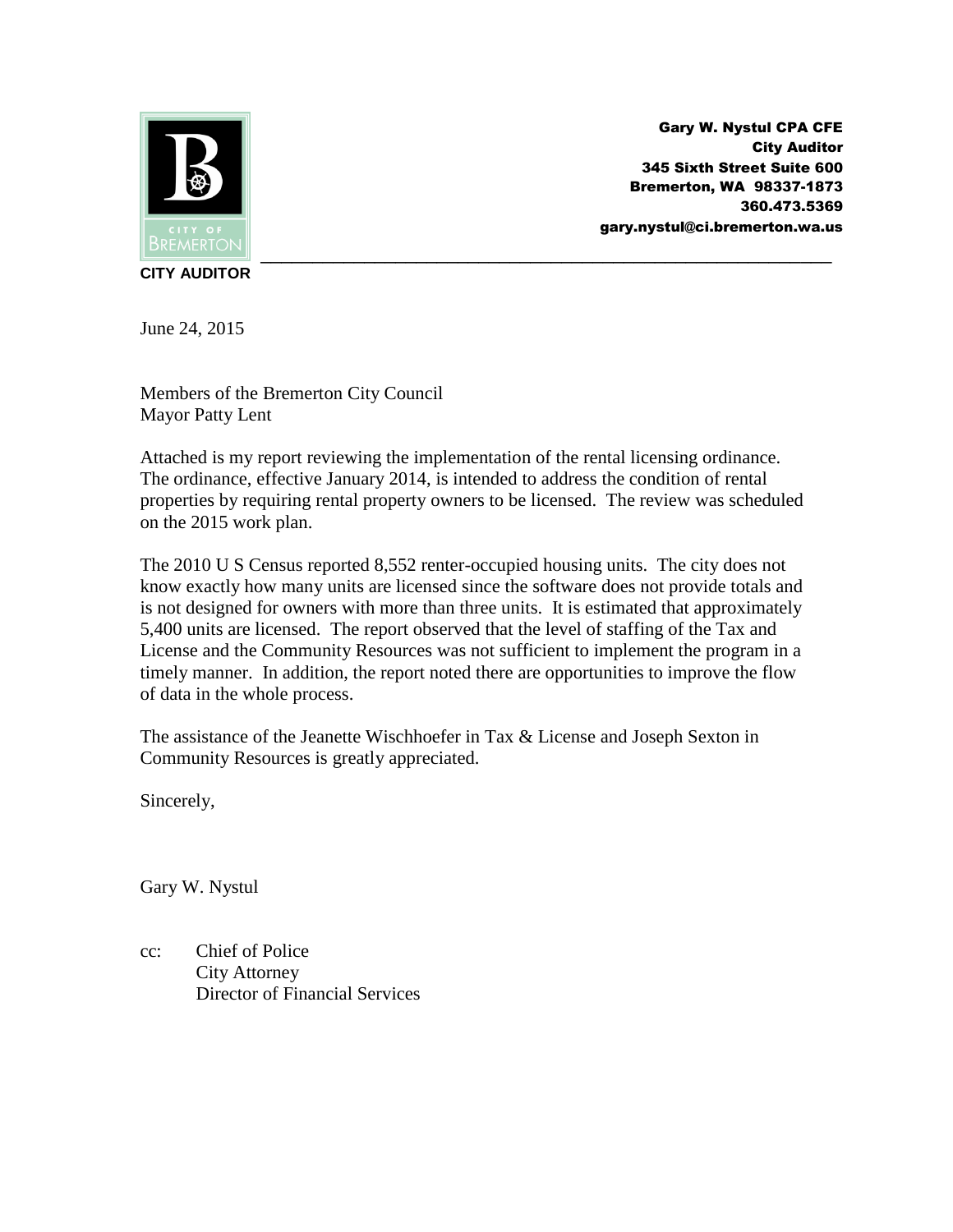Gary W. Nystul CPA CFE
City Auditor
345 Sixth Street Suite 600
Bremerton, WA 98337-1873
360.473.5369
gary.nystul@ci.bremerton.wa.us

**CITY AUDITOR**

June 24, 2015

Members of the Bremerton City Council
Mayor Patty Lent

Attached is my report reviewing the implementation of the rental licensing ordinance. The ordinance, effective January 2014, is intended to address the condition of rental properties by requiring rental property owners to be licensed. The review was scheduled on the 2015 work plan.

The 2010 U S Census reported 8,552 renter-occupied housing units. The city does not know exactly how many units are licensed since the software does not provide totals and is not designed for owners with more than three units. It is estimated that approximately 5,400 units are licensed. The report observed that the level of staffing of the Tax and License and the Community Resources was not sufficient to implement the program in a timely manner. In addition, the report noted there are opportunities to improve the flow of data in the whole process.

The assistance of the Jeanette Wischhoefer in Tax & License and Joseph Sexton in Community Resources is greatly appreciated.

Sincerely,

Gary W. Nystul

cc: Chief of Police
City Attorney
Director of Financial Services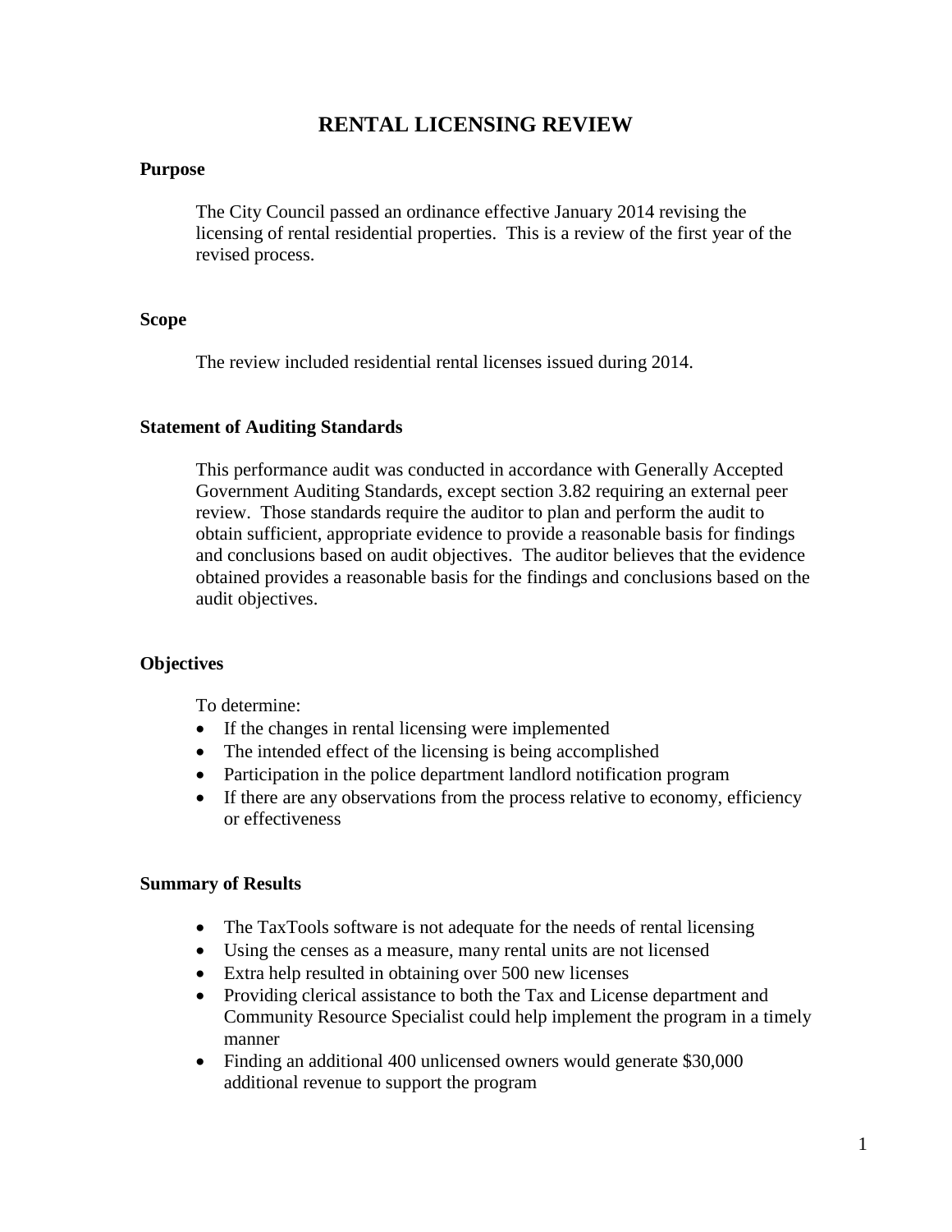# RENTAL LICENSING REVIEW

## Purpose

The City Council passed an ordinance effective January 2014 revising the licensing of rental residential properties. This is a review of the first year of the revised process.

## Scope

The review included residential rental licenses issued during 2014.

## Statement of Auditing Standards

This performance audit was conducted in accordance with Generally Accepted Government Auditing Standards, except section 3.82 requiring an external peer review. Those standards require the auditor to plan and perform the audit to obtain sufficient, appropriate evidence to provide a reasonable basis for findings and conclusions based on audit objectives. The auditor believes that the evidence obtained provides a reasonable basis for the findings and conclusions based on the audit objectives.

## Objectives

To determine:

- If the changes in rental licensing were implemented
- The intended effect of the licensing is being accomplished
- Participation in the police department landlord notification program
- If there are any observations from the process relative to economy, efficiency or effectiveness

## Summary of Results

- The TaxTools software is not adequate for the needs of rental licensing
- Using the censes as a measure, many rental units are not licensed
- Extra help resulted in obtaining over 500 new licenses
- Providing clerical assistance to both the Tax and License department and Community Resource Specialist could help implement the program in a timely manner
- Finding an additional 400 unlicensed owners would generate $30,000 additional revenue to support the program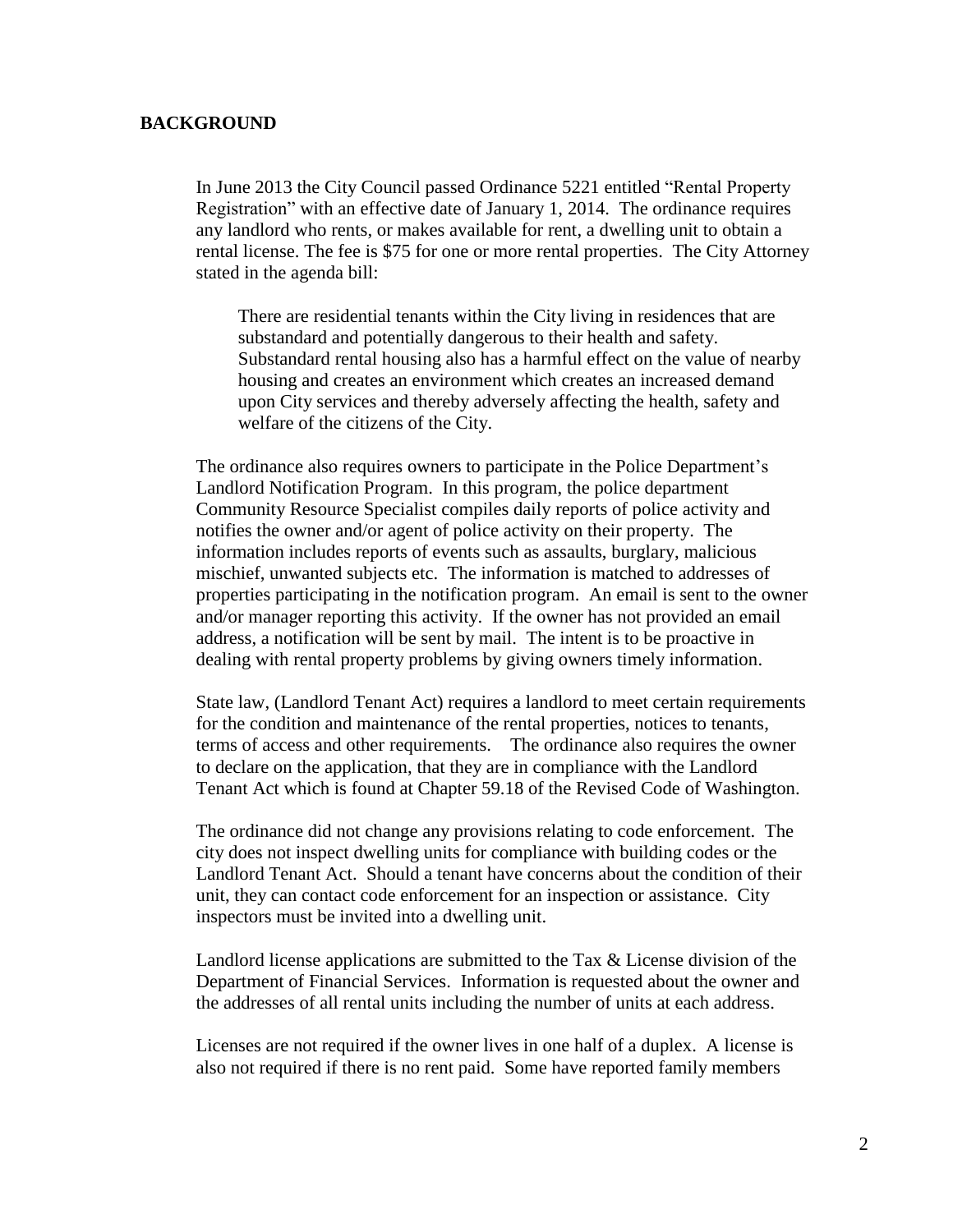## BACKGROUND

In June 2013 the City Council passed Ordinance 5221 entitled "Rental Property Registration" with an effective date of January 1, 2014. The ordinance requires any landlord who rents, or makes available for rent, a dwelling unit to obtain a rental license. The fee is $75 for one or more rental properties. The City Attorney stated in the agenda bill:

> There are residential tenants within the City living in residences that are substandard and potentially dangerous to their health and safety. Substandard rental housing also has a harmful effect on the value of nearby housing and creates an environment which creates an increased demand upon City services and thereby adversely affecting the health, safety and welfare of the citizens of the City.

The ordinance also requires owners to participate in the Police Department's Landlord Notification Program. In this program, the police department Community Resource Specialist compiles daily reports of police activity and notifies the owner and/or agent of police activity on their property. The information includes reports of events such as assaults, burglary, malicious mischief, unwanted subjects etc. The information is matched to addresses of properties participating in the notification program. An email is sent to the owner and/or manager reporting this activity. If the owner has not provided an email address, a notification will be sent by mail. The intent is to be proactive in dealing with rental property problems by giving owners timely information.

State law, (Landlord Tenant Act) requires a landlord to meet certain requirements for the condition and maintenance of the rental properties, notices to tenants, terms of access and other requirements. The ordinance also requires the owner to declare on the application, that they are in compliance with the Landlord Tenant Act which is found at Chapter 59.18 of the Revised Code of Washington.

The ordinance did not change any provisions relating to code enforcement. The city does not inspect dwelling units for compliance with building codes or the Landlord Tenant Act. Should a tenant have concerns about the condition of their unit, they can contact code enforcement for an inspection or assistance. City inspectors must be invited into a dwelling unit.

Landlord license applications are submitted to the Tax & License division of the Department of Financial Services. Information is requested about the owner and the addresses of all rental units including the number of units at each address.

Licenses are not required if the owner lives in one half of a duplex. A license is also not required if there is no rent paid. Some have reported family members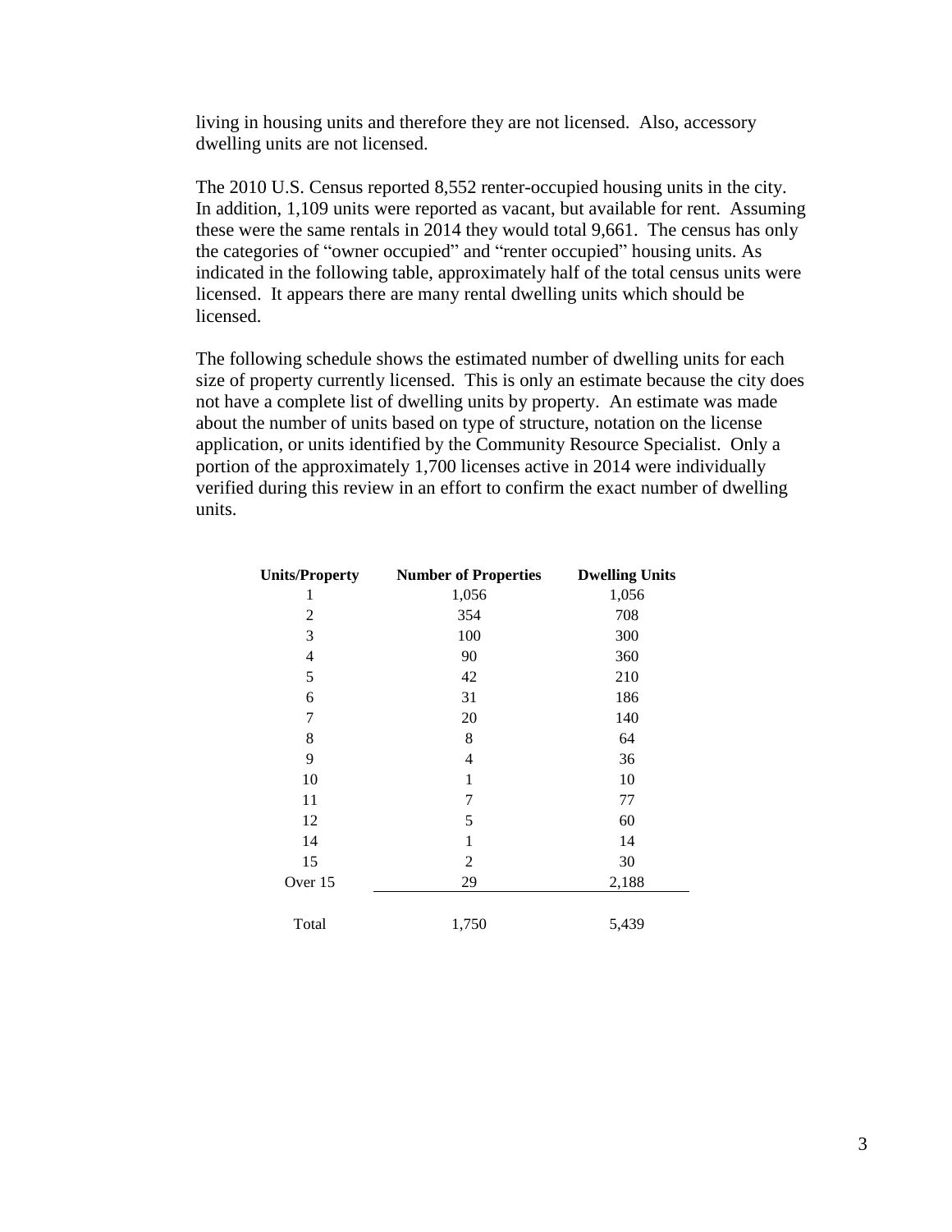living in housing units and therefore they are not licensed. Also, accessory dwelling units are not licensed.

The 2010 U.S. Census reported 8,552 renter-occupied housing units in the city. In addition, 1,109 units were reported as vacant, but available for rent. Assuming these were the same rentals in 2014 they would total 9,661. The census has only the categories of "owner occupied" and "renter occupied" housing units. As indicated in the following table, approximately half of the total census units were licensed. It appears there are many rental dwelling units which should be licensed.

The following schedule shows the estimated number of dwelling units for each size of property currently licensed. This is only an estimate because the city does not have a complete list of dwelling units by property. An estimate was made about the number of units based on type of structure, notation on the license application, or units identified by the Community Resource Specialist. Only a portion of the approximately 1,700 licenses active in 2014 were individually verified during this review in an effort to confirm the exact number of dwelling units.

| Units/Property | Number of Properties | Dwelling Units |
|---|---|---|
| 1 | 1,056 | 1,056 |
| 2 | 354 | 708 |
| 3 | 100 | 300 |
| 4 | 90 | 360 |
| 5 | 42 | 210 |
| 6 | 31 | 186 |
| 7 | 20 | 140 |
| 8 | 8 | 64 |
| 9 | 4 | 36 |
| 10 | 1 | 10 |
| 11 | 7 | 77 |
| 12 | 5 | 60 |
| 14 | 1 | 14 |
| 15 | 2 | 30 |
| Over 15 | 29 | 2,188 |
| Total | 1,750 | 5,439 |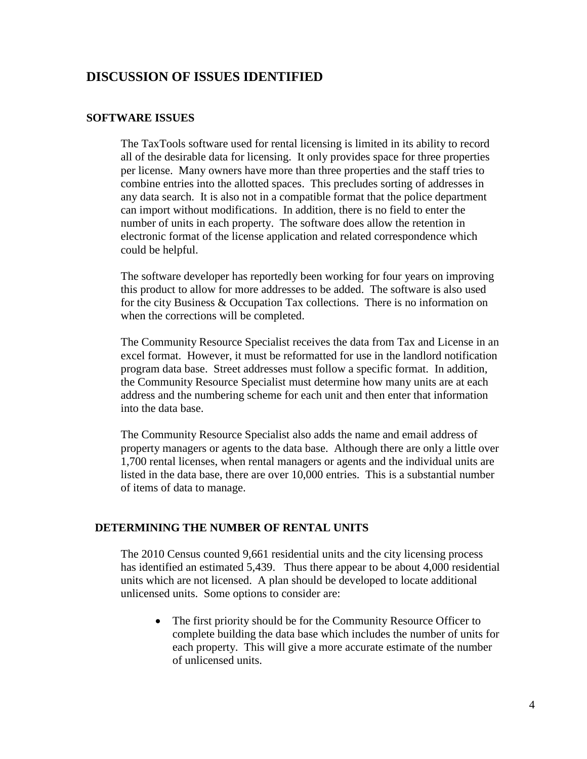## DISCUSSION OF ISSUES IDENTIFIED

### SOFTWARE ISSUES

The TaxTools software used for rental licensing is limited in its ability to record all of the desirable data for licensing. It only provides space for three properties per license. Many owners have more than three properties and the staff tries to combine entries into the allotted spaces. This precludes sorting of addresses in any data search. It is also not in a compatible format that the police department can import without modifications. In addition, there is no field to enter the number of units in each property. The software does allow the retention in electronic format of the license application and related correspondence which could be helpful.

The software developer has reportedly been working for four years on improving this product to allow for more addresses to be added. The software is also used for the city Business & Occupation Tax collections. There is no information on when the corrections will be completed.

The Community Resource Specialist receives the data from Tax and License in an excel format. However, it must be reformatted for use in the landlord notification program data base. Street addresses must follow a specific format. In addition, the Community Resource Specialist must determine how many units are at each address and the numbering scheme for each unit and then enter that information into the data base.

The Community Resource Specialist also adds the name and email address of property managers or agents to the data base. Although there are only a little over 1,700 rental licenses, when rental managers or agents and the individual units are listed in the data base, there are over 10,000 entries. This is a substantial number of items of data to manage.

### DETERMINING THE NUMBER OF RENTAL UNITS

The 2010 Census counted 9,661 residential units and the city licensing process has identified an estimated 5,439. Thus there appear to be about 4,000 residential units which are not licensed. A plan should be developed to locate additional unlicensed units. Some options to consider are:

- The first priority should be for the Community Resource Officer to complete building the data base which includes the number of units for each property. This will give a more accurate estimate of the number of unlicensed units.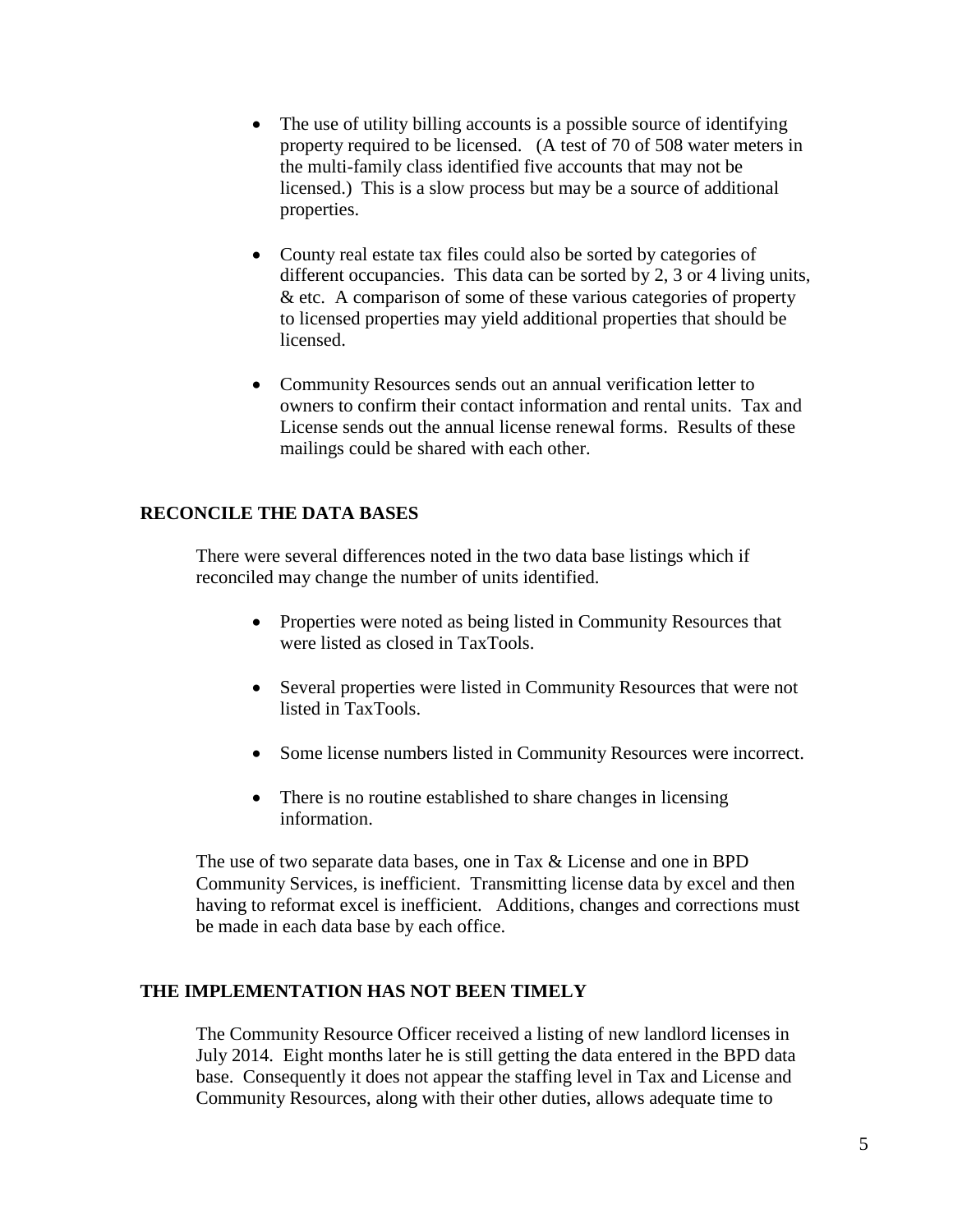- The use of utility billing accounts is a possible source of identifying property required to be licensed. (A test of 70 of 508 water meters in the multi-family class identified five accounts that may not be licensed.) This is a slow process but may be a source of additional properties.

- County real estate tax files could also be sorted by categories of different occupancies. This data can be sorted by 2, 3 or 4 living units, & etc. A comparison of some of these various categories of property to licensed properties may yield additional properties that should be licensed.

- Community Resources sends out an annual verification letter to owners to confirm their contact information and rental units. Tax and License sends out the annual license renewal forms. Results of these mailings could be shared with each other.

**RECONCILE THE DATA BASES**

There were several differences noted in the two data base listings which if reconciled may change the number of units identified.

- Properties were noted as being listed in Community Resources that were listed as closed in TaxTools.

- Several properties were listed in Community Resources that were not listed in TaxTools.

- Some license numbers listed in Community Resources were incorrect.

- There is no routine established to share changes in licensing information.

The use of two separate data bases, one in Tax & License and one in BPD Community Services, is inefficient. Transmitting license data by excel and then having to reformat excel is inefficient. Additions, changes and corrections must be made in each data base by each office.

**THE IMPLEMENTATION HAS NOT BEEN TIMELY**

The Community Resource Officer received a listing of new landlord licenses in July 2014. Eight months later he is still getting the data entered in the BPD data base. Consequently it does not appear the staffing level in Tax and License and Community Resources, along with their other duties, allows adequate time to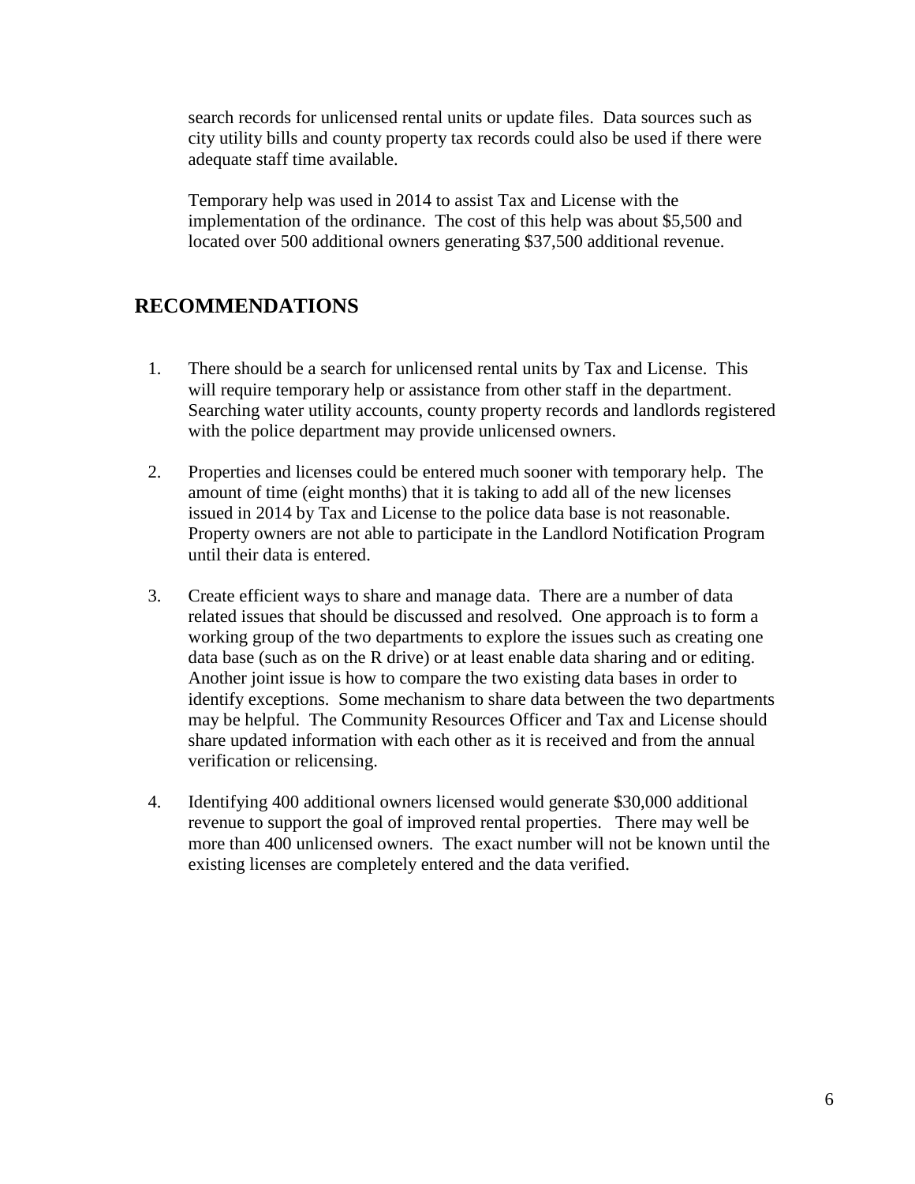search records for unlicensed rental units or update files. Data sources such as city utility bills and county property tax records could also be used if there were adequate staff time available.

Temporary help was used in 2014 to assist Tax and License with the implementation of the ordinance. The cost of this help was about $5,500 and located over 500 additional owners generating $37,500 additional revenue.

## RECOMMENDATIONS

1. There should be a search for unlicensed rental units by Tax and License. This will require temporary help or assistance from other staff in the department. Searching water utility accounts, county property records and landlords registered with the police department may provide unlicensed owners.

2. Properties and licenses could be entered much sooner with temporary help. The amount of time (eight months) that it is taking to add all of the new licenses issued in 2014 by Tax and License to the police data base is not reasonable. Property owners are not able to participate in the Landlord Notification Program until their data is entered.

3. Create efficient ways to share and manage data. There are a number of data related issues that should be discussed and resolved. One approach is to form a working group of the two departments to explore the issues such as creating one data base (such as on the R drive) or at least enable data sharing and or editing. Another joint issue is how to compare the two existing data bases in order to identify exceptions. Some mechanism to share data between the two departments may be helpful. The Community Resources Officer and Tax and License should share updated information with each other as it is received and from the annual verification or relicensing.

4. Identifying 400 additional owners licensed would generate $30,000 additional revenue to support the goal of improved rental properties. There may well be more than 400 unlicensed owners. The exact number will not be known until the existing licenses are completely entered and the data verified.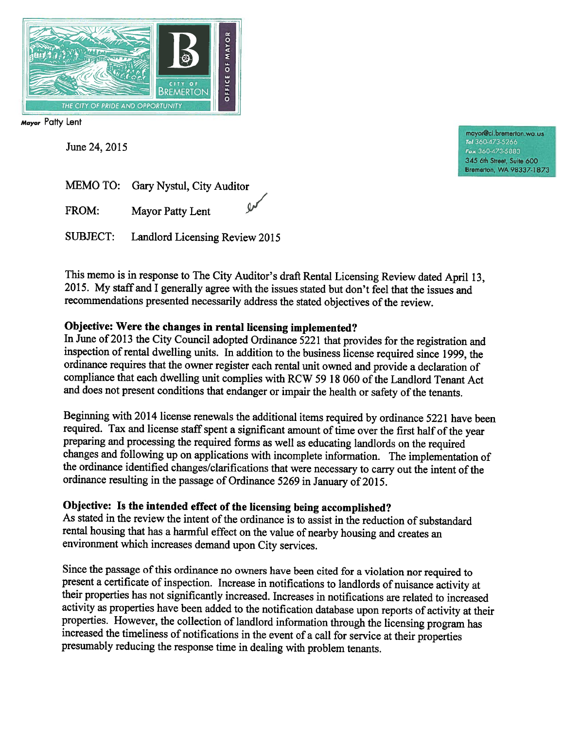CITY OF BREMERTON

OFFICE OF MAYOR

THE CITY OF PRIDE AND OPPORTUNITY

**Mayor** Patty Lent

mayor@ci.bremerton.wa.us
**Tel** 360-473-5266
**Fax** 360-473-5883
345 6th Street, Suite 600
Bremerton, WA 98337-1873

June 24, 2015

MEMO TO: Gary Nystul, City Auditor

FROM: Mayor Patty Lent

SUBJECT: Landlord Licensing Review 2015

This memo is in response to The City Auditor's draft Rental Licensing Review dated April 13, 2015. My staff and I generally agree with the issues stated but don't feel that the issues and recommendations presented necessarily address the stated objectives of the review.

**Objective: Were the changes in rental licensing implemented?**

In June of 2013 the City Council adopted Ordinance 5221 that provides for the registration and inspection of rental dwelling units. In addition to the business license required since 1999, the ordinance requires that the owner register each rental unit owned and provide a declaration of compliance that each dwelling unit complies with RCW 59 18 060 of the Landlord Tenant Act and does not present conditions that endanger or impair the health or safety of the tenants.

Beginning with 2014 license renewals the additional items required by ordinance 5221 have been required. Tax and license staff spent a significant amount of time over the first half of the year preparing and processing the required forms as well as educating landlords on the required changes and following up on applications with incomplete information. The implementation of the ordinance identified changes/clarifications that were necessary to carry out the intent of the ordinance resulting in the passage of Ordinance 5269 in January of 2015.

**Objective: Is the intended effect of the licensing being accomplished?**

As stated in the review the intent of the ordinance is to assist in the reduction of substandard rental housing that has a harmful effect on the value of nearby housing and creates an environment which increases demand upon City services.

Since the passage of this ordinance no owners have been cited for a violation nor required to present a certificate of inspection. Increase in notifications to landlords of nuisance activity at their properties has not significantly increased. Increases in notifications are related to increased activity as properties have been added to the notification database upon reports of activity at their properties. However, the collection of landlord information through the licensing program has increased the timeliness of notifications in the event of a call for service at their properties presumably reducing the response time in dealing with problem tenants.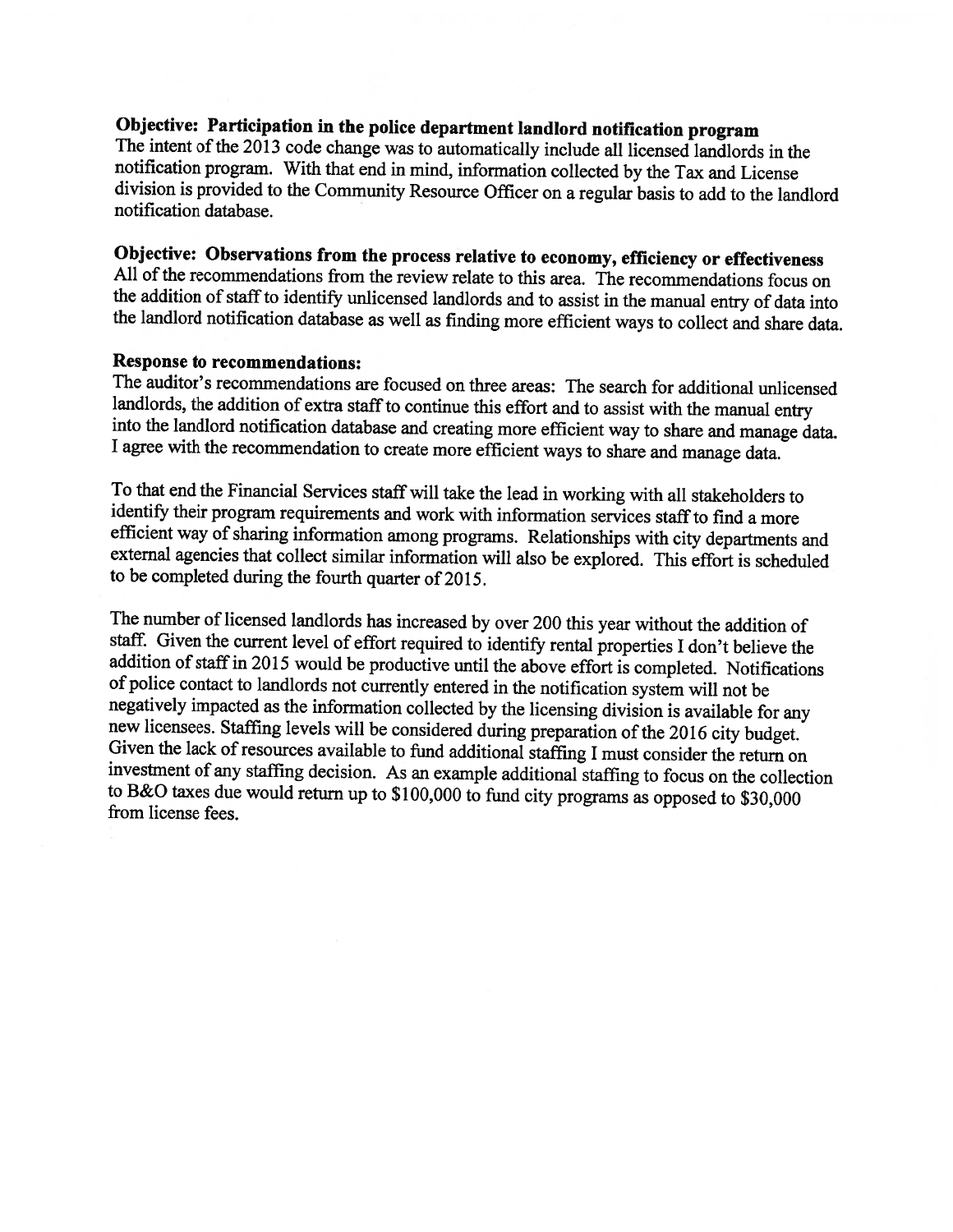**Objective: Participation in the police department landlord notification program**
The intent of the 2013 code change was to automatically include all licensed landlords in the notification program. With that end in mind, information collected by the Tax and License division is provided to the Community Resource Officer on a regular basis to add to the landlord notification database.

**Objective: Observations from the process relative to economy, efficiency or effectiveness**
All of the recommendations from the review relate to this area. The recommendations focus on the addition of staff to identify unlicensed landlords and to assist in the manual entry of data into the landlord notification database as well as finding more efficient ways to collect and share data.

**Response to recommendations:**
The auditor's recommendations are focused on three areas: The search for additional unlicensed landlords, the addition of extra staff to continue this effort and to assist with the manual entry into the landlord notification database and creating more efficient way to share and manage data. I agree with the recommendation to create more efficient ways to share and manage data.

To that end the Financial Services staff will take the lead in working with all stakeholders to identify their program requirements and work with information services staff to find a more efficient way of sharing information among programs. Relationships with city departments and external agencies that collect similar information will also be explored. This effort is scheduled to be completed during the fourth quarter of 2015.

The number of licensed landlords has increased by over 200 this year without the addition of staff. Given the current level of effort required to identify rental properties I don't believe the addition of staff in 2015 would be productive until the above effort is completed. Notifications of police contact to landlords not currently entered in the notification system will not be negatively impacted as the information collected by the licensing division is available for any new licensees. Staffing levels will be considered during preparation of the 2016 city budget. Given the lack of resources available to fund additional staffing I must consider the return on investment of any staffing decision. As an example additional staffing to focus on the collection to B&O taxes due would return up to $100,000 to fund city programs as opposed to $30,000 from license fees.